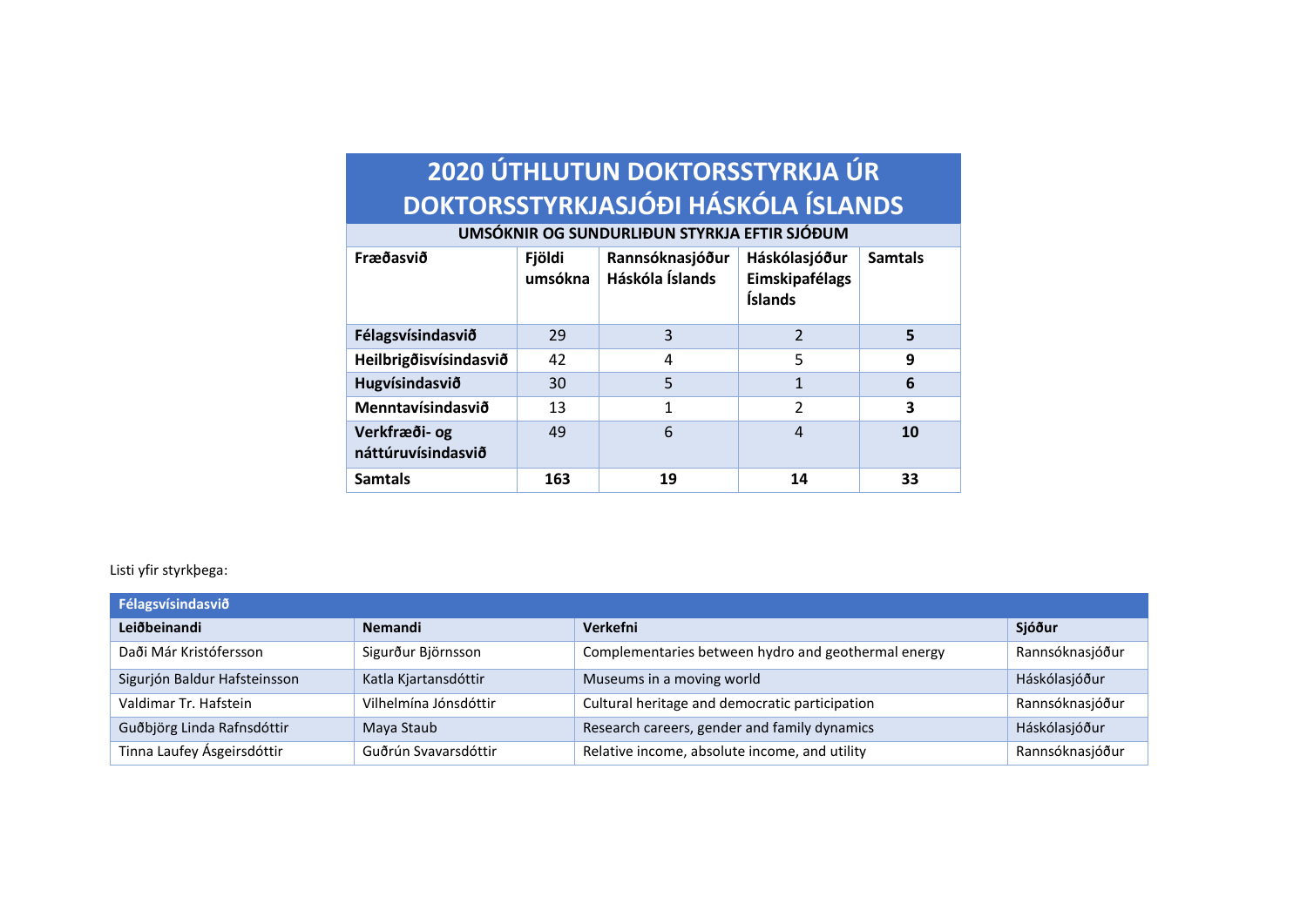# 2020 ÚTHLUTUN DOKTORSSTYRKJA ÚR DOKTORSSTYRKJASJÓÐI HÁSKÓLA ÍSLANDS

**UMSÓKNIR OG SUNDURLIÐUN STYRKJA EFTIR SJÓÐUM**

| Fræðasvið | Fjöldi umsókna | Rannsóknasjóður Háskóla Íslands | Háskólasjóður Eimskipafélags Íslands | Samtals |
|---|---|---|---|---|
| **Félagsvísindasvið** | 29 | 3 | 2 | **5** |
| **Heilbrigðisvísindasvið** | 42 | 4 | 5 | **9** |
| **Hugvísindasvið** | 30 | 5 | 1 | **6** |
| **Menntavísindasvið** | 13 | 1 | 2 | **3** |
| **Verkfræði- og náttúruvísindasvið** | 49 | 6 | 4 | **10** |
| **Samtals** | **163** | **19** | **14** | **33** |

Listi yfir styrkþega:

| **Félagsvísindasvið** | | | |
|---|---|---|---|
| **Leiðbeinandi** | **Nemandi** | **Verkefni** | **Sjóður** |
| Daði Már Kristófersson | Sigurður Björnsson | Complementaries between hydro and geothermal energy | Rannsóknasjóður |
| Sigurjón Baldur Hafsteinsson | Katla Kjartansdóttir | Museums in a moving world | Háskólasjóður |
| Valdimar Tr. Hafstein | Vilhelmína Jónsdóttir | Cultural heritage and democratic participation | Rannsóknasjóður |
| Guðbjörg Linda Rafnsdóttir | Maya Staub | Research careers, gender and family dynamics | Háskólasjóður |
| Tinna Laufey Ásgeirsdóttir | Guðrún Svavarsdóttir | Relative income, absolute income, and utility | Rannsóknasjóður |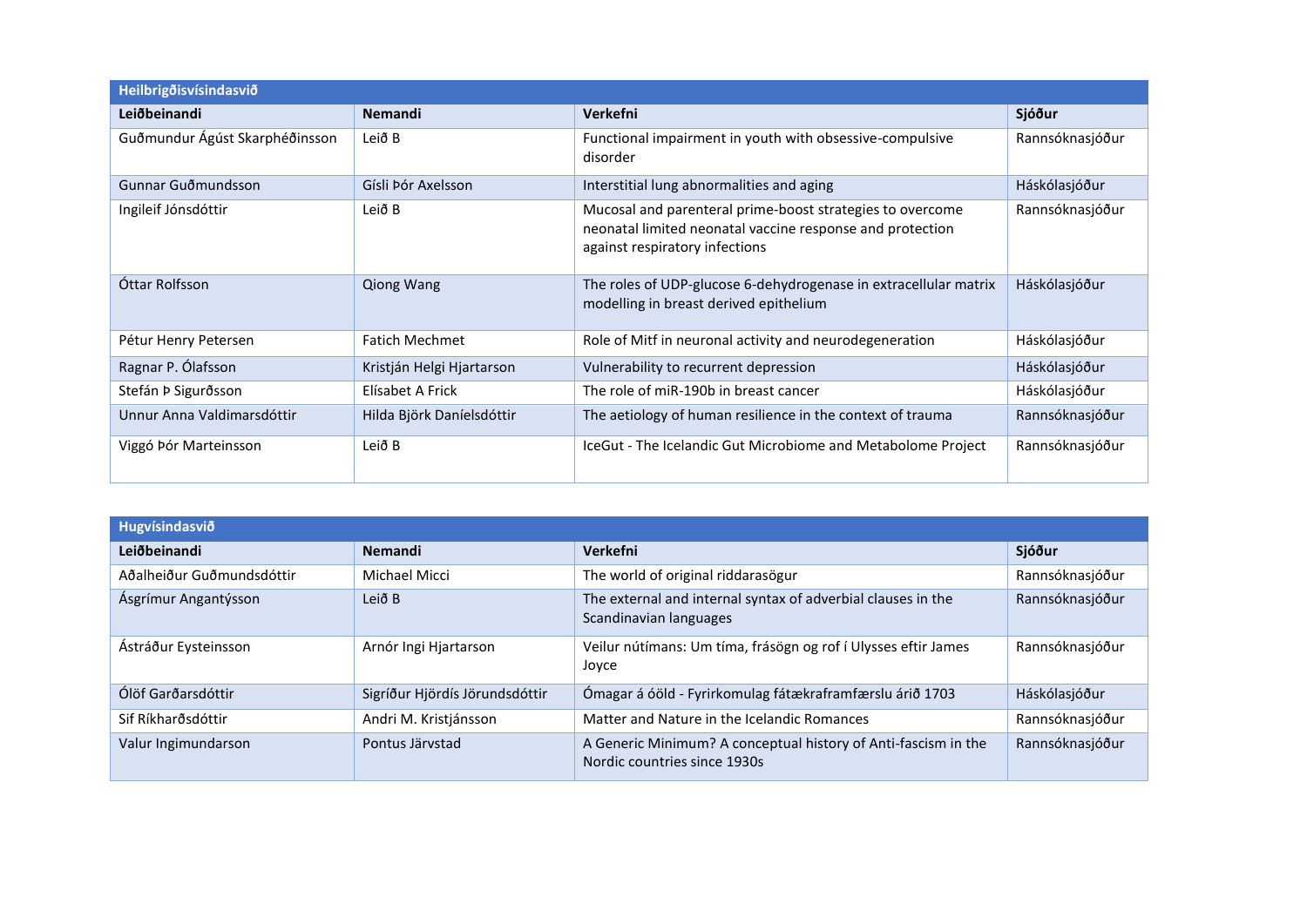| Heilbrigðisvísindasvið | | | |
|---|---|---|---|
| **Leiðbeinandi** | **Nemandi** | **Verkefni** | **Sjóður** |
| Guðmundur Ágúst Skarphéðinsson | Leið B | Functional impairment in youth with obsessive-compulsive disorder | Rannsóknasjóður |
| Gunnar Guðmundsson | Gísli Þór Axelsson | Interstitial lung abnormalities and aging | Háskólasjóður |
| Ingileif Jónsdóttir | Leið B | Mucosal and parenteral prime-boost strategies to overcome neonatal limited neonatal vaccine response and protection against respiratory infections | Rannsóknasjóður |
| Óttar Rolfsson | Qiong Wang | The roles of UDP-glucose 6-dehydrogenase in extracellular matrix modelling in breast derived epithelium | Háskólasjóður |
| Pétur Henry Petersen | Fatich Mechmet | Role of Mitf in neuronal activity and neurodegeneration | Háskólasjóður |
| Ragnar P. Ólafsson | Kristján Helgi Hjartarson | Vulnerability to recurrent depression | Háskólasjóður |
| Stefán Þ Sigurðsson | Elísabet A Frick | The role of miR-190b in breast cancer | Háskólasjóður |
| Unnur Anna Valdimarsdóttir | Hilda Björk Daníelsdóttir | The aetiology of human resilience in the context of trauma | Rannsóknasjóður |
| Viggó Þór Marteinsson | Leið B | IceGut - The Icelandic Gut Microbiome and Metabolome Project | Rannsóknasjóður |

| Hugvísindasvið | | | |
|---|---|---|---|
| **Leiðbeinandi** | **Nemandi** | **Verkefni** | **Sjóður** |
| Aðalheiður Guðmundsdóttir | Michael Micci | The world of original riddarasögur | Rannsóknasjóður |
| Ásgrímur Angantýsson | Leið B | The external and internal syntax of adverbial clauses in the Scandinavian languages | Rannsóknasjóður |
| Ástráður Eysteinsson | Arnór Ingi Hjartarson | Veilur nútímans: Um tíma, frásögn og rof í Ulysses eftir James Joyce | Rannsóknasjóður |
| Ólöf Garðarsdóttir | Sigríður Hjördís Jörundsdóttir | Ómagar á óöld - Fyrirkomulag fátækraframfærslu árið 1703 | Háskólasjóður |
| Sif Ríkharðsdóttir | Andri M. Kristjánsson | Matter and Nature in the Icelandic Romances | Rannsóknasjóður |
| Valur Ingimundarson | Pontus Järvstad | A Generic Minimum? A conceptual history of Anti-fascism in the Nordic countries since 1930s | Rannsóknasjóður |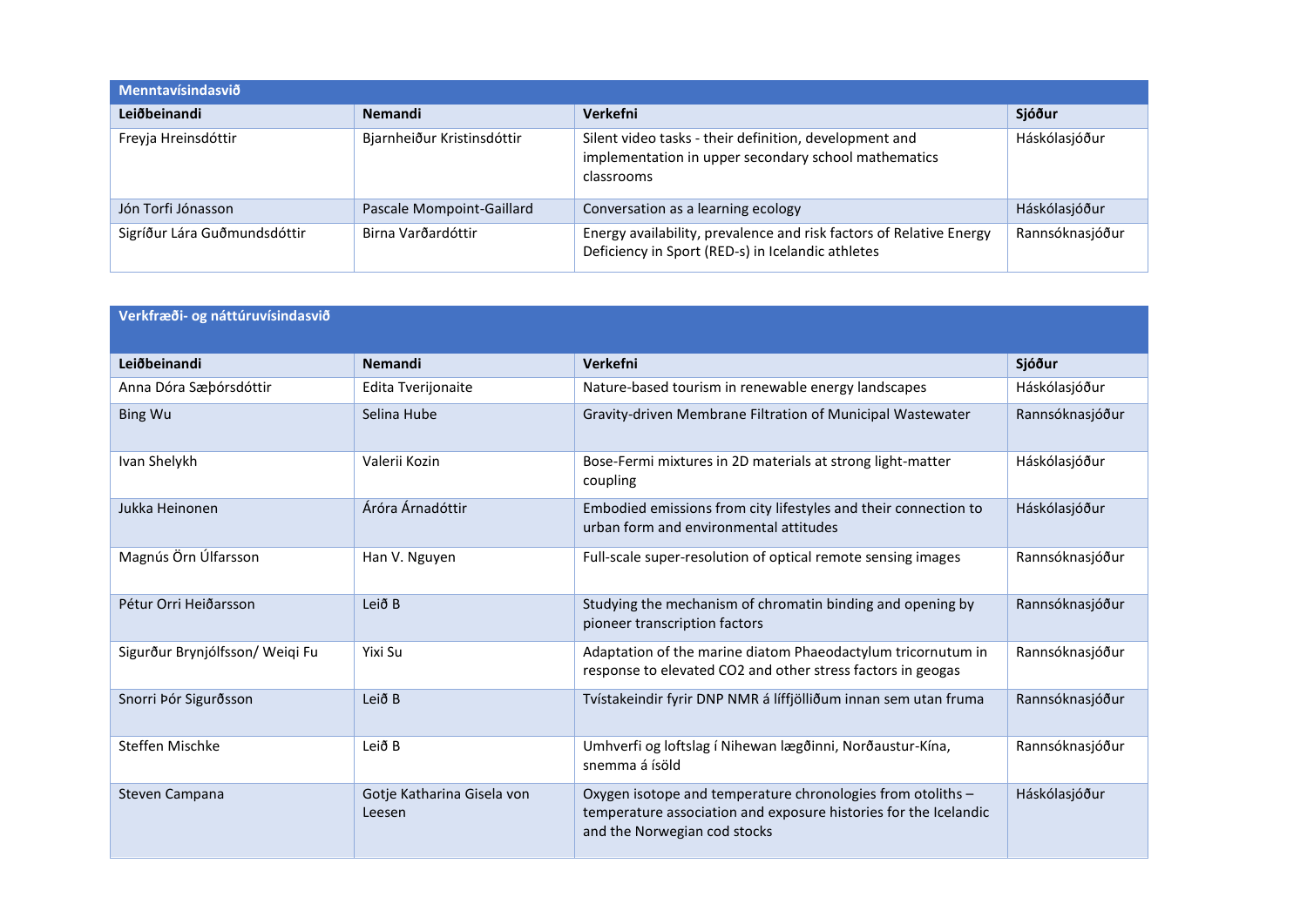| Menntavísindasvið | | | |
|---|---|---|---|
| **Leiðbeinandi** | **Nemandi** | **Verkefni** | **Sjóður** |
| Freyja Hreinsdóttir | Bjarnheiður Kristinsdóttir | Silent video tasks - their definition, development and implementation in upper secondary school mathematics classrooms | Háskólasjóður |
| Jón Torfi Jónasson | Pascale Mompoint-Gaillard | Conversation as a learning ecology | Háskólasjóður |
| Sigríður Lára Guðmundsdóttir | Birna Varðardóttir | Energy availability, prevalence and risk factors of Relative Energy Deficiency in Sport (RED-s) in Icelandic athletes | Rannsóknasjóður |

| Verkfræði- og náttúruvísindasvið | | | |
|---|---|---|---|
| **Leiðbeinandi** | **Nemandi** | **Verkefni** | **Sjóður** |
| Anna Dóra Sæþórsdóttir | Edita Tverijonaite | Nature-based tourism in renewable energy landscapes | Háskólasjóður |
| Bing Wu | Selina Hube | Gravity-driven Membrane Filtration of Municipal Wastewater | Rannsóknasjóður |
| Ivan Shelykh | Valerii Kozin | Bose-Fermi mixtures in 2D materials at strong light-matter coupling | Háskólasjóður |
| Jukka Heinonen | Áróra Árnadóttir | Embodied emissions from city lifestyles and their connection to urban form and environmental attitudes | Háskólasjóður |
| Magnús Örn Úlfarsson | Han V. Nguyen | Full-scale super-resolution of optical remote sensing images | Rannsóknasjóður |
| Pétur Orri Heiðarsson | Leið B | Studying the mechanism of chromatin binding and opening by pioneer transcription factors | Rannsóknasjóður |
| Sigurður Brynjólfsson/ Weiqi Fu | Yixi Su | Adaptation of the marine diatom Phaeodactylum tricornutum in response to elevated CO2 and other stress factors in geogas | Rannsóknasjóður |
| Snorri Þór Sigurðsson | Leið B | Tvístakeindir fyrir DNP NMR á líffjölliðum innan sem utan fruma | Rannsóknasjóður |
| Steffen Mischke | Leið B | Umhverfi og loftslag í Nihewan lægðinni, Norðaustur-Kína, snemma á ísöld | Rannsóknasjóður |
| Steven Campana | Gotje Katharina Gisela von Leesen | Oxygen isotope and temperature chronologies from otoliths – temperature association and exposure histories for the Icelandic and the Norwegian cod stocks | Háskólasjóður |